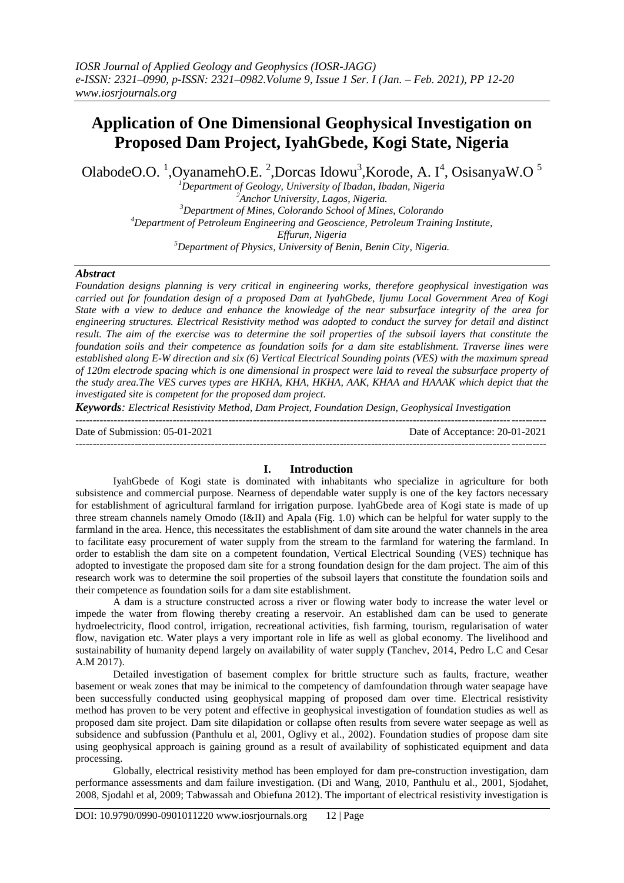# Application of One Dimensional Geophysical Investigation on Proposed Dam Project, IyahGbede, Kogi State, Nigeria

OlabodeO.O. [1], OyanamehO.E. [2], Dorcas Idowu[3], Korode, A. I[4], OsisanyaW.O [5]

[1]Department of Geology, University of Ibadan, Ibadan, Nigeria
[2]Anchor University, Lagos, Nigeria.
[3]Department of Mines, Colorando School of Mines, Colorando
[4]Department of Petroleum Engineering and Geoscience, Petroleum Training Institute, Effurun, Nigeria
[5]Department of Physics, University of Benin, Benin City, Nigeria.

### *Abstract*

*Foundation designs planning is very critical in engineering works, therefore geophysical investigation was carried out for foundation design of a proposed Dam at IyahGbede, Ijumu Local Government Area of Kogi State with a view to deduce and enhance the knowledge of the near subsurface integrity of the area for engineering structures. Electrical Resistivity method was adopted to conduct the survey for detail and distinct result. The aim of the exercise was to determine the soil properties of the subsoil layers that constitute the foundation soils and their competence as foundation soils for a dam site establishment. Traverse lines were established along E-W direction and six (6) Vertical Electrical Sounding points (VES) with the maximum spread of 120m electrode spacing which is one dimensional in prospect were laid to reveal the subsurface property of the study area.The VES curves types are HKHA, KHA, HKHA, AAK, KHAA and HAAAK which depict that the investigated site is competent for the proposed dam project.*

***Keywords****: Electrical Resistivity Method, Dam Project, Foundation Design, Geophysical Investigation*

---

Date of Submission: 05-01-2021 Date of Acceptance: 20-01-2021

---

## I. Introduction

IyahGbede of Kogi state is dominated with inhabitants who specialize in agriculture for both subsistence and commercial purpose. Nearness of dependable water supply is one of the key factors necessary for establishment of agricultural farmland for irrigation purpose. IyahGbede area of Kogi state is made of up three stream channels namely Omodo (I&II) and Apala (Fig. 1.0) which can be helpful for water supply to the farmland in the area. Hence, this necessitates the establishment of dam site around the water channels in the area to facilitate easy procurement of water supply from the stream to the farmland for watering the farmland. In order to establish the dam site on a competent foundation, Vertical Electrical Sounding (VES) technique has adopted to investigate the proposed dam site for a strong foundation design for the dam project. The aim of this research work was to determine the soil properties of the subsoil layers that constitute the foundation soils and their competence as foundation soils for a dam site establishment.

A dam is a structure constructed across a river or flowing water body to increase the water level or impede the water from flowing thereby creating a reservoir. An established dam can be used to generate hydroelectricity, flood control, irrigation, recreational activities, fish farming, tourism, regularisation of water flow, navigation etc. Water plays a very important role in life as well as global economy. The livelihood and sustainability of humanity depend largely on availability of water supply (Tanchev, 2014, Pedro L.C and Cesar A.M 2017).

Detailed investigation of basement complex for brittle structure such as faults, fracture, weather basement or weak zones that may be inimical to the competency of damfoundation through water seapage have been successfully conducted using geophysical mapping of proposed dam over time. Electrical resistivity method has proven to be very potent and effective in geophysical investigation of foundation studies as well as proposed dam site project. Dam site dilapidation or collapse often results from severe water seepage as well as subsidence and subfussion (Panthulu et al, 2001, Oglivy et al., 2002). Foundation studies of propose dam site using geophysical approach is gaining ground as a result of availability of sophisticated equipment and data processing.

Globally, electrical resistivity method has been employed for dam pre-construction investigation, dam performance assessments and dam failure investigation. (Di and Wang, 2010, Panthulu et al., 2001, Sjodahet, 2008, Sjodahl et al, 2009; Tabwassah and Obiefuna 2012). The important of electrical resistivity investigation is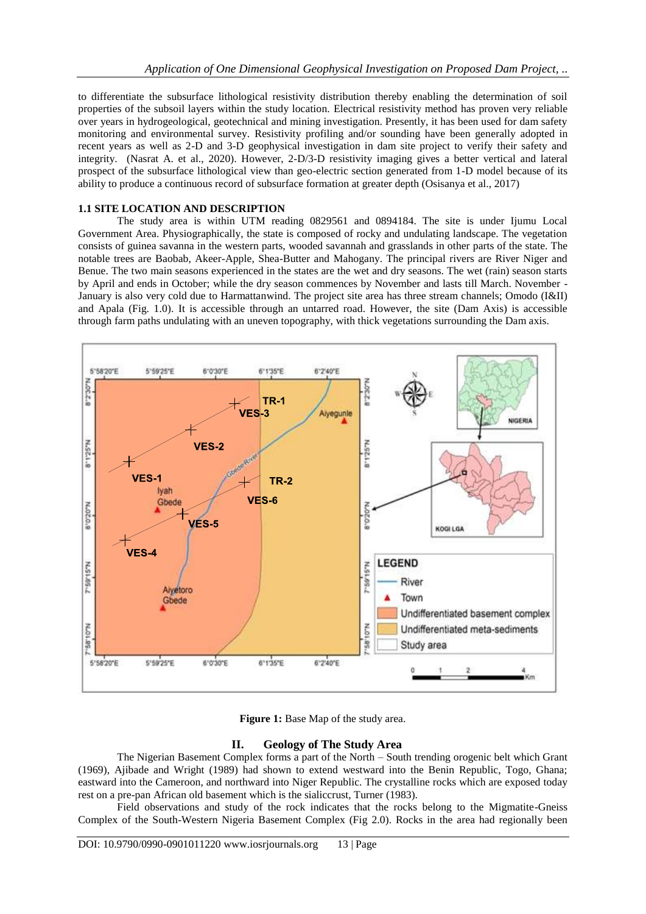to differentiate the subsurface lithological resistivity distribution thereby enabling the determination of soil properties of the subsoil layers within the study location. Electrical resistivity method has proven very reliable over years in hydrogeological, geotechnical and mining investigation. Presently, it has been used for dam safety monitoring and environmental survey. Resistivity profiling and/or sounding have been generally adopted in recent years as well as 2-D and 3-D geophysical investigation in dam site project to verify their safety and integrity. (Nasrat A. et al., 2020). However, 2-D/3-D resistivity imaging gives a better vertical and lateral prospect of the subsurface lithological view than geo-electric section generated from 1-D model because of its ability to produce a continuous record of subsurface formation at greater depth (Osisanya et al., 2017)

### 1.1 SITE LOCATION AND DESCRIPTION

The study area is within UTM reading 0829561 and 0894184. The site is under Ijumu Local Government Area. Physiographically, the state is composed of rocky and undulating landscape. The vegetation consists of guinea savanna in the western parts, wooded savannah and grasslands in other parts of the state. The notable trees are Baobab, Akeer-Apple, Shea-Butter and Mahogany. The principal rivers are River Niger and Benue. The two main seasons experienced in the states are the wet and dry seasons. The wet (rain) season starts by April and ends in October; while the dry season commences by November and lasts till March. November - January is also very cold due to Harmattanwind. The project site area has three stream channels; Omodo (I&II) and Apala (Fig. 1.0). It is accessible through an untarred road. However, the site (Dam Axis) is accessible through farm paths undulating with an uneven topography, with thick vegetations surrounding the Dam axis.

**Figure 1:** Base Map of the study area.

## II. Geology of The Study Area

The Nigerian Basement Complex forms a part of the North – South trending orogenic belt which Grant (1969), Ajibade and Wright (1989) had shown to extend westward into the Benin Republic, Togo, Ghana; eastward into the Cameroon, and northward into Niger Republic. The crystalline rocks which are exposed today rest on a pre-pan African old basement which is the sialiccrust, Turner (1983).

Field observations and study of the rock indicates that the rocks belong to the Migmatite-Gneiss Complex of the South-Western Nigeria Basement Complex (Fig 2.0). Rocks in the area had regionally been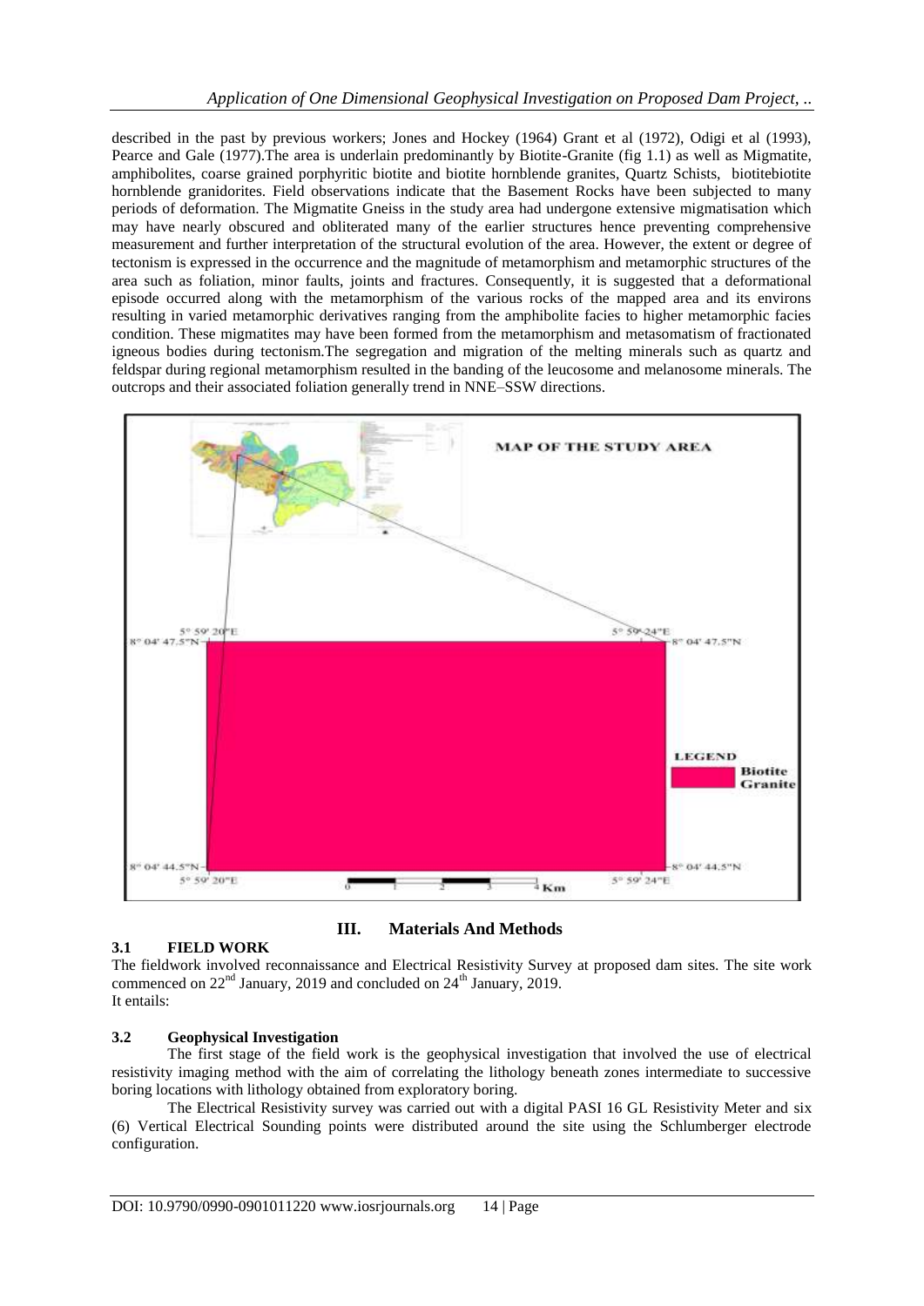described in the past by previous workers; Jones and Hockey (1964) Grant et al (1972), Odigi et al (1993), Pearce and Gale (1977).The area is underlain predominantly by Biotite-Granite (fig 1.1) as well as Migmatite, amphibolites, coarse grained porphyritic biotite and biotite hornblende granites, Quartz Schists, biotitebiotite hornblende granidorites. Field observations indicate that the Basement Rocks have been subjected to many periods of deformation. The Migmatite Gneiss in the study area had undergone extensive migmatisation which may have nearly obscured and obliterated many of the earlier structures hence preventing comprehensive measurement and further interpretation of the structural evolution of the area. However, the extent or degree of tectonism is expressed in the occurrence and the magnitude of metamorphism and metamorphic structures of the area such as foliation, minor faults, joints and fractures. Consequently, it is suggested that a deformational episode occurred along with the metamorphism of the various rocks of the mapped area and its environs resulting in varied metamorphic derivatives ranging from the amphibolite facies to higher metamorphic facies condition. These migmatites may have been formed from the metamorphism and metasomatism of fractionated igneous bodies during tectonism.The segregation and migration of the melting minerals such as quartz and feldspar during regional metamorphism resulted in the banding of the leucosome and melanosome minerals. The outcrops and their associated foliation generally trend in NNE–SSW directions.

MAP OF THE STUDY AREA

5° 59' 20"E | 5° 59' 24"E | 8° 04' 47.5"N | 8° 04' 44.5"N

LEGEND: Biotite Granite

## III. Materials And Methods

### 3.1 FIELD WORK

The fieldwork involved reconnaissance and Electrical Resistivity Survey at proposed dam sites. The site work commenced on 22nd January, 2019 and concluded on 24th January, 2019.
It entails:

### 3.2 Geophysical Investigation

The first stage of the field work is the geophysical investigation that involved the use of electrical resistivity imaging method with the aim of correlating the lithology beneath zones intermediate to successive boring locations with lithology obtained from exploratory boring.

The Electrical Resistivity survey was carried out with a digital PASI 16 GL Resistivity Meter and six (6) Vertical Electrical Sounding points were distributed around the site using the Schlumberger electrode configuration.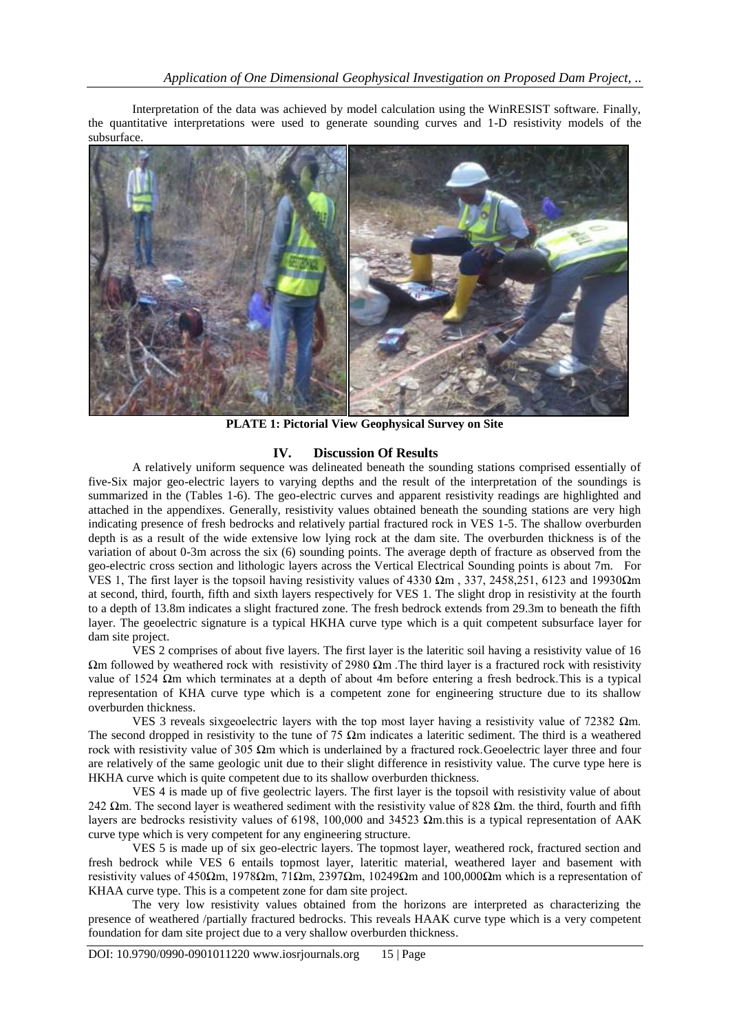Interpretation of the data was achieved by model calculation using the WinRESIST software. Finally, the quantitative interpretations were used to generate sounding curves and 1-D resistivity models of the subsurface.

**PLATE 1: Pictorial View Geophysical Survey on Site**

## IV. Discussion Of Results

A relatively uniform sequence was delineated beneath the sounding stations comprised essentially of five-Six major geo-electric layers to varying depths and the result of the interpretation of the soundings is summarized in the (Tables 1-6). The geo-electric curves and apparent resistivity readings are highlighted and attached in the appendixes. Generally, resistivity values obtained beneath the sounding stations are very high indicating presence of fresh bedrocks and relatively partial fractured rock in VES 1-5. The shallow overburden depth is as a result of the wide extensive low lying rock at the dam site. The overburden thickness is of the variation of about 0-3m across the six (6) sounding points. The average depth of fracture as observed from the geo-electric cross section and lithologic layers across the Vertical Electrical Sounding points is about 7m. For VES 1, The first layer is the topsoil having resistivity values of 4330 Ωm , 337, 2458,251, 6123 and 19930Ωm at second, third, fourth, fifth and sixth layers respectively for VES 1. The slight drop in resistivity at the fourth to a depth of 13.8m indicates a slight fractured zone. The fresh bedrock extends from 29.3m to beneath the fifth layer. The geoelectric signature is a typical HKHA curve type which is a quit competent subsurface layer for dam site project.

VES 2 comprises of about five layers. The first layer is the lateritic soil having a resistivity value of 16 Ωm followed by weathered rock with resistivity of 2980 Ωm .The third layer is a fractured rock with resistivity value of 1524 Ωm which terminates at a depth of about 4m before entering a fresh bedrock.This is a typical representation of KHA curve type which is a competent zone for engineering structure due to its shallow overburden thickness.

VES 3 reveals sixgeoelectric layers with the top most layer having a resistivity value of 72382 Ωm. The second dropped in resistivity to the tune of 75 Ωm indicates a lateritic sediment. The third is a weathered rock with resistivity value of 305 Ωm which is underlained by a fractured rock.Geoelectric layer three and four are relatively of the same geologic unit due to their slight difference in resistivity value. The curve type here is HKHA curve which is quite competent due to its shallow overburden thickness.

VES 4 is made up of five geolectric layers. The first layer is the topsoil with resistivity value of about 242 Ωm. The second layer is weathered sediment with the resistivity value of 828 Ωm. the third, fourth and fifth layers are bedrocks resistivity values of 6198, 100,000 and 34523 Ωm.this is a typical representation of AAK curve type which is very competent for any engineering structure.

VES 5 is made up of six geo-electric layers. The topmost layer, weathered rock, fractured section and fresh bedrock while VES 6 entails topmost layer, lateritic material, weathered layer and basement with resistivity values of 450Ωm, 1978Ωm, 71Ωm, 2397Ωm, 10249Ωm and 100,000Ωm which is a representation of KHAA curve type. This is a competent zone for dam site project.

The very low resistivity values obtained from the horizons are interpreted as characterizing the presence of weathered /partially fractured bedrocks. This reveals HAAK curve type which is a very competent foundation for dam site project due to a very shallow overburden thickness.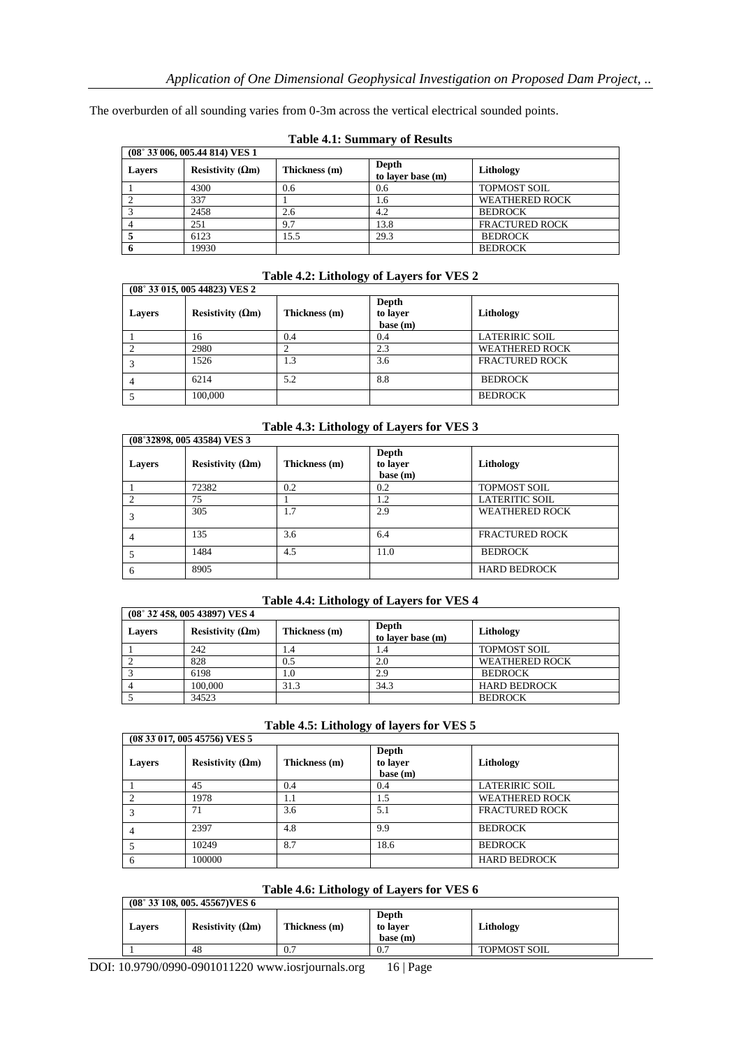The overburden of all sounding varies from 0-3m across the vertical electrical sounded points.

**Table 4.1: Summary of Results**

| (08° 33' 006, 005.44 814) VES 1 | | | | |
|---|---|---|---|---|
| **Layers** | **Resistivity (Ωm)** | **Thickness (m)** | **Depth to layer base (m)** | **Lithology** |
| 1 | 4300 | 0.6 | 0.6 | TOPMOST SOIL |
| 2 | 337 | 1 | 1.6 | WEATHERED ROCK |
| 3 | 2458 | 2.6 | 4.2 | BEDROCK |
| 4 | 251 | 9.7 | 13.8 | FRACTURED ROCK |
| **5** | 6123 | 15.5 | 29.3 | BEDROCK |
| **6** | 19930 | | | BEDROCK |

**Table 4.2: Lithology of Layers for VES 2**

| (08° 33' 015, 005 44823) VES 2 | | | | |
|---|---|---|---|---|
| **Layers** | **Resistivity (Ωm)** | **Thickness (m)** | **Depth to layer base (m)** | **Lithology** |
| 1 | 16 | 0.4 | 0.4 | LATERIRIC SOIL |
| 2 | 2980 | 2 | 2.3 | WEATHERED ROCK |
| 3 | 1526 | 1.3 | 3.6 | FRACTURED ROCK |
| 4 | 6214 | 5.2 | 8.8 | BEDROCK |
| 5 | 100,000 | | | BEDROCK |

**Table 4.3: Lithology of Layers for VES 3**

| (08°32898, 005 43584) VES 3 | | | | |
|---|---|---|---|---|
| **Layers** | **Resistivity (Ωm)** | **Thickness (m)** | **Depth to layer base (m)** | **Lithology** |
| 1 | 72382 | 0.2 | 0.2 | TOPMOST SOIL |
| 2 | 75 | 1 | 1.2 | LATERITIC SOIL |
| 3 | 305 | 1.7 | 2.9 | WEATHERED ROCK |
| 4 | 135 | 3.6 | 6.4 | FRACTURED ROCK |
| 5 | 1484 | 4.5 | 11.0 | BEDROCK |
| 6 | 8905 | | | HARD BEDROCK |

**Table 4.4: Lithology of Layers for VES 4**

| (08° 32' 458, 005 43897) VES 4 | | | | |
|---|---|---|---|---|
| **Layers** | **Resistivity (Ωm)** | **Thickness (m)** | **Depth to layer base (m)** | **Lithology** |
| 1 | 242 | 1.4 | 1.4 | TOPMOST SOIL |
| 2 | 828 | 0.5 | 2.0 | WEATHERED ROCK |
| 3 | 6198 | 1.0 | 2.9 | BEDROCK |
| 4 | 100,000 | 31.3 | 34.3 | HARD BEDROCK |
| 5 | 34523 | | | BEDROCK |

**Table 4.5: Lithology of layers for VES 5**

| (08' 33' 017, 005 45756) VES 5 | | | | |
|---|---|---|---|---|
| **Layers** | **Resistivity (Ωm)** | **Thickness (m)** | **Depth to layer base (m)** | **Lithology** |
| 1 | 45 | 0.4 | 0.4 | LATERIRIC SOIL |
| 2 | 1978 | 1.1 | 1.5 | WEATHERED ROCK |
| 3 | 71 | 3.6 | 5.1 | FRACTURED ROCK |
| 4 | 2397 | 4.8 | 9.9 | BEDROCK |
| 5 | 10249 | 8.7 | 18.6 | BEDROCK |
| 6 | 100000 | | | HARD BEDROCK |

**Table 4.6: Lithology of Layers for VES 6**

| (08° 33' 108, 005. 45567)VES 6 | | | | |
|---|---|---|---|---|
| **Layers** | **Resistivity (Ωm)** | **Thickness (m)** | **Depth to layer base (m)** | **Lithology** |
| 1 | 48 | 0.7 | 0.7 | TOPMOST SOIL |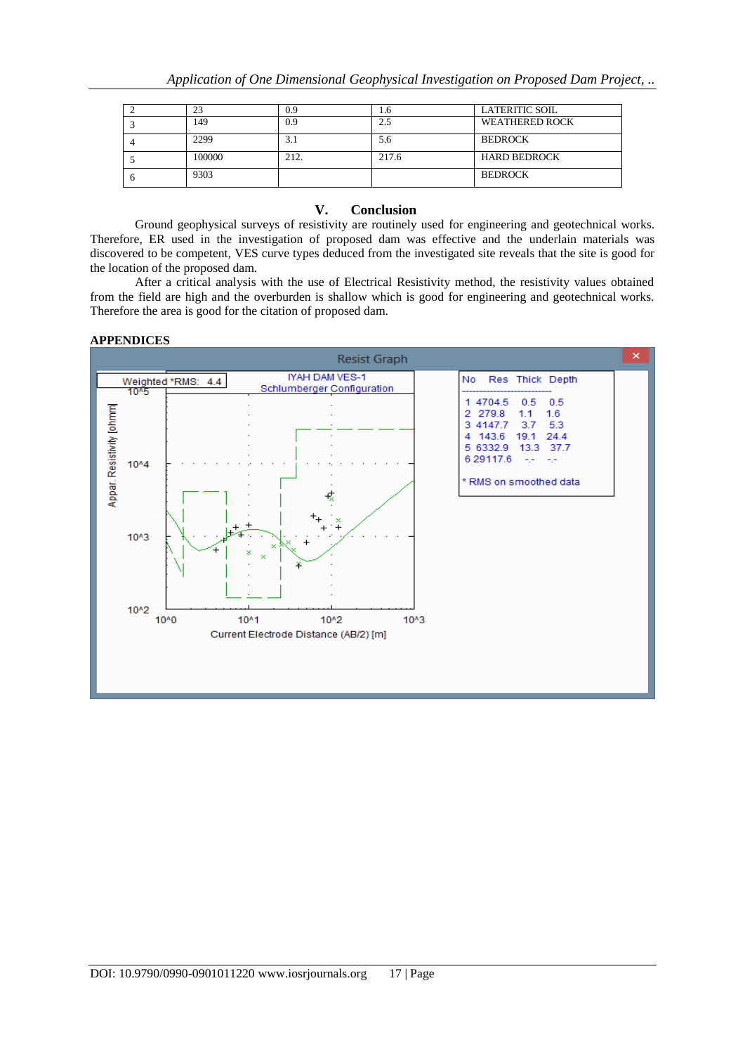| | | | | |
|---|---|---|---|---|
| 2 | 23 | 0.9 | 1.6 | LATERITIC SOIL |
| 3 | 149 | 0.9 | 2.5 | WEATHERED ROCK |
| 4 | 2299 | 3.1 | 5.6 | BEDROCK |
| 5 | 100000 | 212. | 217.6 | HARD BEDROCK |
| 6 | 9303 | | | BEDROCK |

## V. Conclusion

Ground geophysical surveys of resistivity are routinely used for engineering and geotechnical works. Therefore, ER used in the investigation of proposed dam was effective and the underlain materials was discovered to be competent, VES curve types deduced from the investigated site reveals that the site is good for the location of the proposed dam.

After a critical analysis with the use of Electrical Resistivity method, the resistivity values obtained from the field are high and the overburden is shallow which is good for engineering and geotechnical works. Therefore the area is good for the citation of proposed dam.

**APPENDICES**

Resist Graph

Weighted *RMS: 4.4

IYAH DAM VES-1
Schlumberger Configuration

| No | Res | Thick | Depth |
|---|---|---|---|
| 1 | 4704.5 | 0.5 | 0.5 |
| 2 | 279.8 | 1.1 | 1.6 |
| 3 | 4147.7 | 3.7 | 5.3 |
| 4 | 143.6 | 19.1 | 24.4 |
| 5 | 6332.9 | 13.3 | 37.7 |
| 6 | 29117.6 | -.- | -.- |

* RMS on smoothed data

Appar. Resistivity [ohmm]

Current Electrode Distance (AB/2) [m]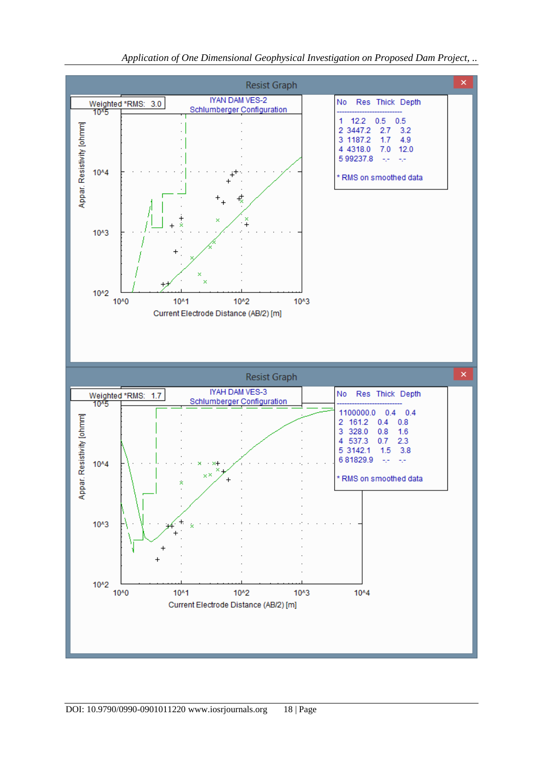Resist Graph

Weighted *RMS: 3.0

IYAN DAM VES-2
Schlumberger Configuration

| No | Res | Thick | Depth |
|---|---|---|---|
| 1 | 12.2 | 0.5 | 0.5 |
| 2 | 3447.2 | 2.7 | 3.2 |
| 3 | 1187.2 | 1.7 | 4.9 |
| 4 | 4318.0 | 7.0 | 12.0 |
| 5 | 99237.8 | -.- | -.- |

* RMS on smoothed data

Appar. Resistivity [ohmm]

Current Electrode Distance (AB/2) [m]

Resist Graph

Weighted *RMS: 1.7

IYAH DAM VES-3
Schlumberger Configuration

| No | Res | Thick | Depth |
|---|---|---|---|
| 1 | 100000.0 | 0.4 | 0.4 |
| 2 | 161.2 | 0.4 | 0.8 |
| 3 | 328.0 | 0.8 | 1.6 |
| 4 | 537.3 | 0.7 | 2.3 |
| 5 | 3142.1 | 1.5 | 3.8 |
| 6 | 81829.9 | -.- | -.- |

* RMS on smoothed data

Appar. Resistivity [ohmm]

Current Electrode Distance (AB/2) [m]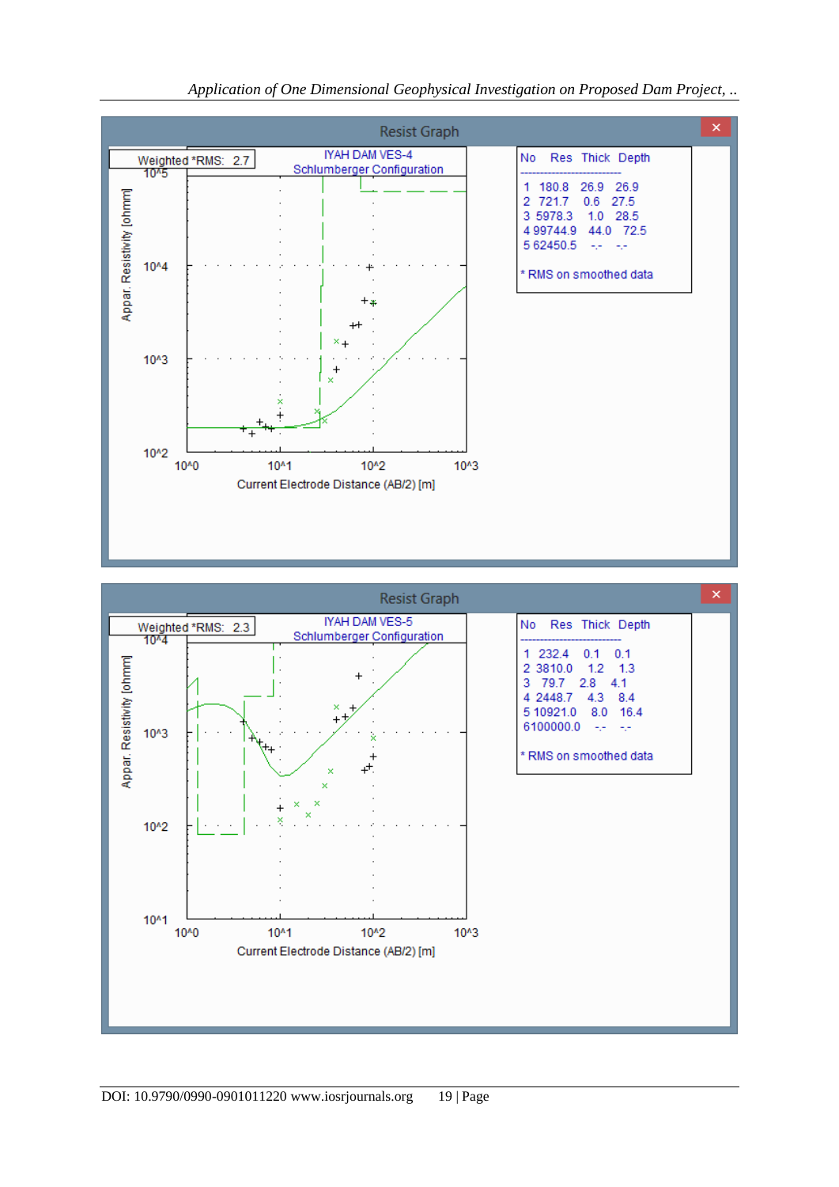Resist Graph

Weighted *RMS: 2.7

IYAH DAM VES-4
Schlumberger Configuration

| No | Res | Thick | Depth |
|---|---|---|---|
| 1 | 180.8 | 26.9 | 26.9 |
| 2 | 721.7 | 0.6 | 27.5 |
| 3 | 5978.3 | 1.0 | 28.5 |
| 4 | 99744.9 | 44.0 | 72.5 |
| 5 | 62450.5 | -.- | -.- |

* RMS on smoothed data

Appar. Resistivity [ohmm]

Current Electrode Distance (AB/2) [m]

Resist Graph

Weighted *RMS: 2.3

IYAH DAM VES-5
Schlumberger Configuration

| No | Res | Thick | Depth |
|---|---|---|---|
| 1 | 232.4 | 0.1 | 0.1 |
| 2 | 3810.0 | 1.2 | 1.3 |
| 3 | 79.7 | 2.8 | 4.1 |
| 4 | 2448.7 | 4.3 | 8.4 |
| 5 | 10921.0 | 8.0 | 16.4 |
| 6 | 100000.0 | -.- | -.- |

* RMS on smoothed data

Appar. Resistivity [ohmm]

Current Electrode Distance (AB/2) [m]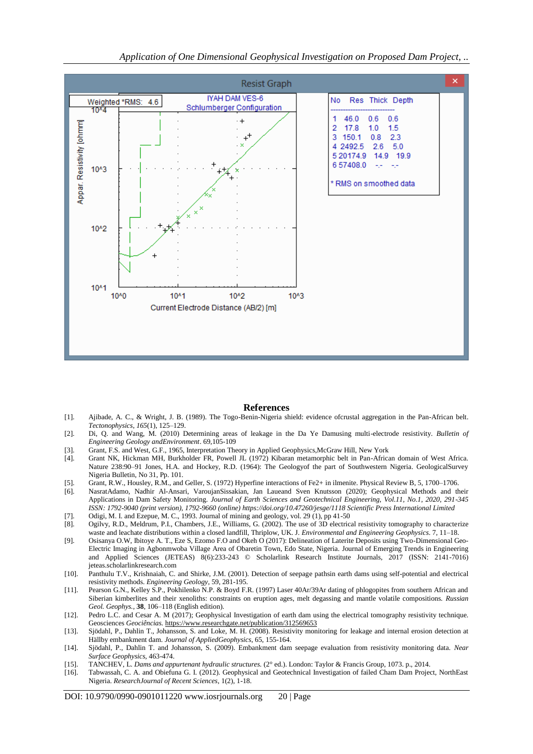Resist Graph

Weighted *RMS: 4.6

IYAH DAM VES-6
Schlumberger Configuration

| No | Res | Thick | Depth |
|---|---|---|---|
| 1 | 46.0 | 0.6 | 0.6 |
| 2 | 17.8 | 1.0 | 1.5 |
| 3 | 150.1 | 0.8 | 2.3 |
| 4 | 2492.5 | 2.6 | 5.0 |
| 5 | 20174.9 | 14.9 | 19.9 |
| 6 | 57408.0 | -.- | -.- |

* RMS on smoothed data

## References

[1]. Ajibade, A. C., & Wright, J. B. (1989). The Togo-Benin-Nigeria shield: evidence ofcrustal aggregation in the Pan-African belt. *Tectonophysics, 165*(1), 125–129.

[2]. Di, Q. and Wang, M. (2010) Determining areas of leakage in the Da Ye Damusing multi-electrode resistivity. *Bulletin of Engineering Geology andEnvironment*. 69,105-109

[3]. Grant, F.S. and West, G.F., 1965, Interpretation Theory in Applied Geophysics,McGraw Hill, New York

[4]. Grant NK, Hickman MH, Burkholder FR, Powell JL (1972) Kibaran metamorphic belt in Pan-African domain of West Africa. Nature 238:90–91 Jones, H.A. and Hockey, R.D. (1964): The Geologyof the part of Southwestern Nigeria. GeologicalSurvey Nigeria Bulletin, No 31, Pp. 101.

[5]. Grant, R.W., Housley, R.M., and Geller, S. (1972) Hyperfine interactions of Fe2+ in ilmenite. Physical Review B, 5, 1700–1706.

[6]. NasratAdamo, Nadhir Al-Ansari, VaroujanSissakian, Jan Laueand Sven Knutsson (2020); Geophysical Methods and their Applications in Dam Safety Monitoring. *Journal of Earth Sciences and Geotechnical Engineering, Vol.11, No.1, 2020, 291-345 ISSN: 1792-9040 (print version), 1792-9660 (online) https://doi.org/10.47260/jesge/1118 Scientific Press International Limited*

[7]. Odigi, M. I. and Ezepue, M. C., 1993. Journal of mining and geology, vol. 29 (1), pp 41-50

[8]. Ogilvy, R.D., Meldrum, P.I., Chambers, J.E., Williams, G. (2002). The use of 3D electrical resistivity tomography to characterize waste and leachate distributions within a closed landfill, Thriplow, UK. J. *Environmental and Engineering Geophysics*. 7, 11–18.

[9]. Osisanya O.W, Ibitoye A. T., Eze S, Ezomo F.O and Okeh O (2017): Delineation of Laterite Deposits using Two-Dimensional Geo-Electric Imaging in Agbonmwoba Village Area of Obaretin Town, Edo State, Nigeria. Journal of Emerging Trends in Engineering and Applied Sciences (JETEAS) 8(6):233-243 © Scholarlink Research Institute Journals, 2017 (ISSN: 2141-7016) jeteas.scholarlinkresearch.com

[10]. Panthulu T.V., Krishnaiah, C. and Shirke, J.M. (2001). Detection of seepage pathsin earth dams using self-potential and electrical resistivity methods. *Engineering Geology*, 59, 281-195.

[11]. Pearson G.N., Kelley S.P., Pokhilenko N.P. & Boyd F.R. (1997) Laser 40Ar/39Ar dating of phlogopites from southern African and Siberian kimberlites and their xenoliths: constraints on eruption ages, melt degassing and mantle volatile compositions. *Russian Geol. Geophys.*, **38**, 106–118 (English edition).

[12]. Pedro L.C. and Cesar A. M (2017); Geophysical Investigation of earth dam using the electrical tomography resistivity technique. Geosciences *Geociências*. https://www.researchgate.net/publication/312569653

[13]. Sjödahl, P., Dahlin T., Johansson, S. and Loke, M. H. (2008). Resistivity monitoring for leakage and internal erosion detection at Hällby embankment dam. *Journal of AppliedGeophysics*, 65, 155-164.

[14]. Sjödahl, P., Dahlin T. and Johansson, S. (2009). Embankment dam seepage evaluation from resistivity monitoring data. *Near Surface Geophysics*, 463-474.

[15]. TANCHEV, L. *Dams and appurtenant hydraulic structures.* (2° ed.). London: Taylor & Francis Group, 1073. p., 2014.

[16]. Tabwassah, C. A. and Obiefuna G. I. (2012). Geophysical and Geotechnical Investigation of failed Cham Dam Project, NorthEast Nigeria. *ResearchJournal of Recent Sciences*, 1(2), 1-18.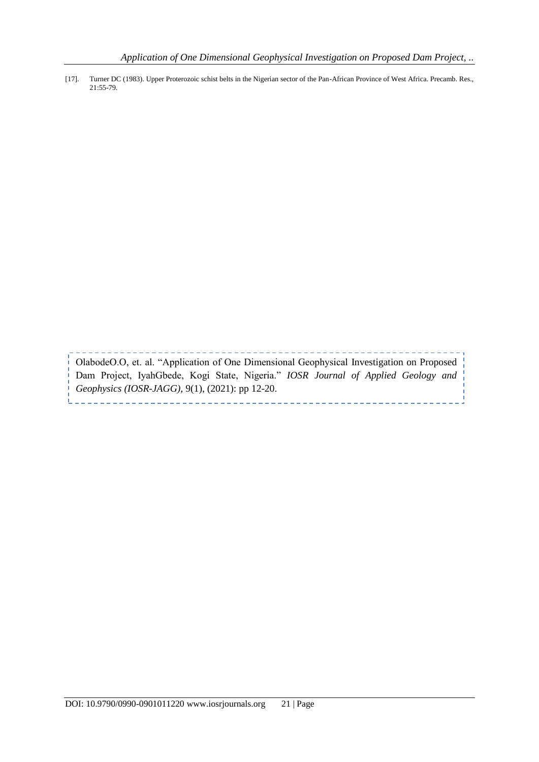[17]. Turner DC (1983). Upper Proterozoic schist belts in the Nigerian sector of the Pan-African Province of West Africa. Precamb. Res., 21:55-79.

OlabodeO.O, et. al. "Application of One Dimensional Geophysical Investigation on Proposed Dam Project, IyahGbede, Kogi State, Nigeria." *IOSR Journal of Applied Geology and Geophysics (IOSR-JAGG)*, 9(1), (2021): pp 12-20.